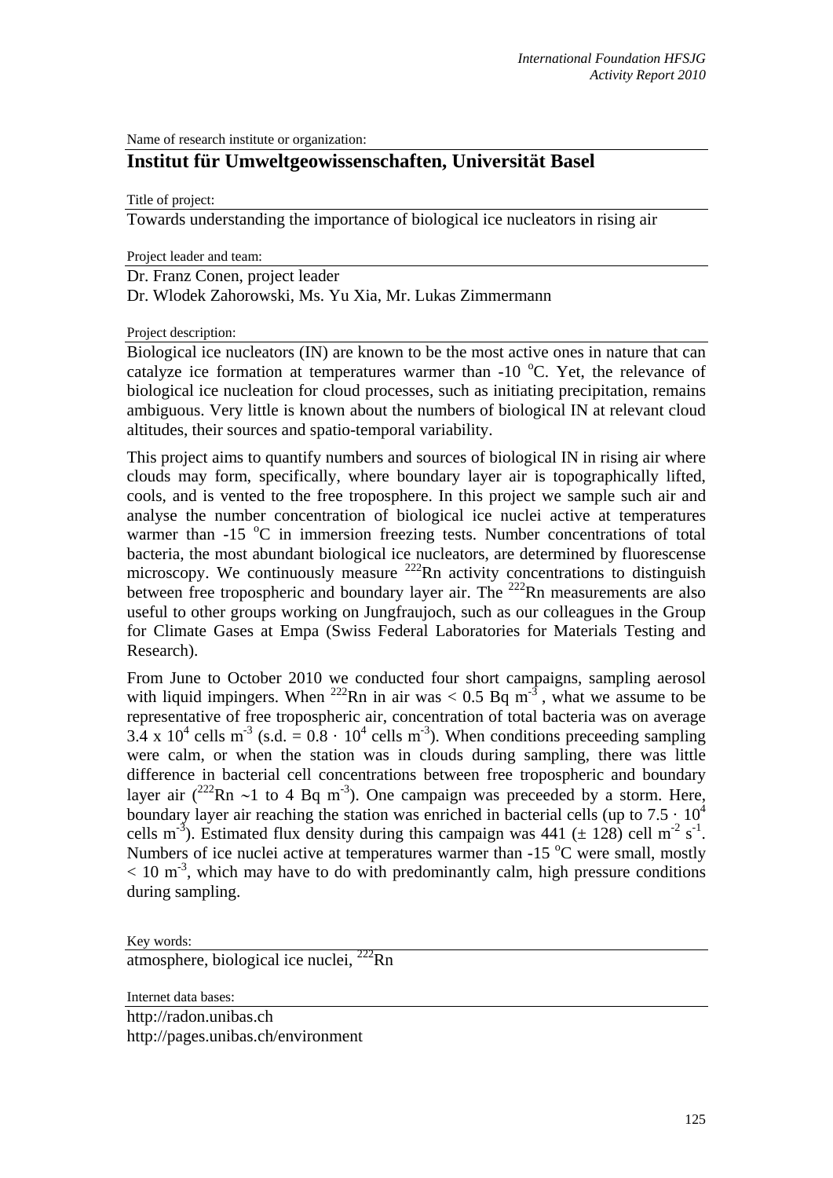Name of research institute or organization:

## Institut für Umweltgeowissenschaften, Universität Basel

Title of project:

Towards understanding the importance of biological ice nucleators in rising air

Project leader and team:

Dr. Franz Conen, project leader
Dr. Wlodek Zahorowski, Ms. Yu Xia, Mr. Lukas Zimmermann

Project description:

Biological ice nucleators (IN) are known to be the most active ones in nature that can catalyze ice formation at temperatures warmer than -10 °C. Yet, the relevance of biological ice nucleation for cloud processes, such as initiating precipitation, remains ambiguous. Very little is known about the numbers of biological IN at relevant cloud altitudes, their sources and spatio-temporal variability.

This project aims to quantify numbers and sources of biological IN in rising air where clouds may form, specifically, where boundary layer air is topographically lifted, cools, and is vented to the free troposphere. In this project we sample such air and analyse the number concentration of biological ice nuclei active at temperatures warmer than -15 °C in immersion freezing tests. Number concentrations of total bacteria, the most abundant biological ice nucleators, are determined by fluorescense microscopy. We continuously measure $^{222}$Rn activity concentrations to distinguish between free tropospheric and boundary layer air. The $^{222}$Rn measurements are also useful to other groups working on Jungfraujoch, such as our colleagues in the Group for Climate Gases at Empa (Swiss Federal Laboratories for Materials Testing and Research).

From June to October 2010 we conducted four short campaigns, sampling aerosol with liquid impingers. When $^{222}$Rn in air was $< 0.5$ Bq m$^{-3}$ , what we assume to be representative of free tropospheric air, concentration of total bacteria was on average $3.4 \times 10^4$ cells m$^{-3}$ (s.d. = $0.8 \cdot 10^4$ cells m$^{-3}$). When conditions preceeding sampling were calm, or when the station was in clouds during sampling, there was little difference in bacterial cell concentrations between free tropospheric and boundary layer air ($^{222}$Rn ~1 to 4 Bq m$^{-3}$). One campaign was preceeded by a storm. Here, boundary layer air reaching the station was enriched in bacterial cells (up to $7.5 \cdot 10^4$ cells m$^{-3}$). Estimated flux density during this campaign was 441 (± 128) cell m$^{-2}$ s$^{-1}$. Numbers of ice nuclei active at temperatures warmer than -15 °C were small, mostly $< 10$ m$^{-3}$, which may have to do with predominantly calm, high pressure conditions during sampling.

Key words:

atmosphere, biological ice nuclei, $^{222}$Rn

Internet data bases:

http://radon.unibas.ch
http://pages.unibas.ch/environment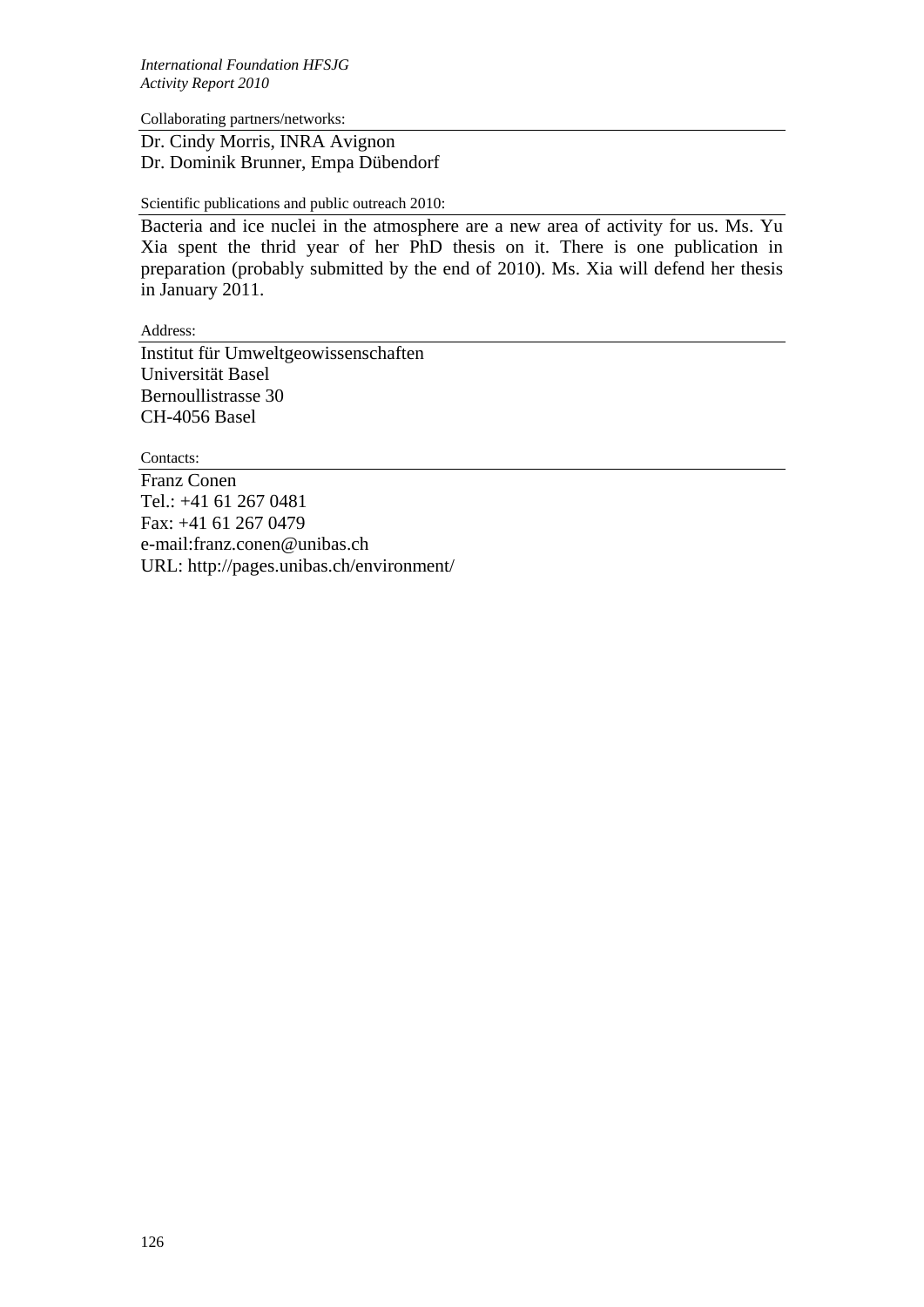Collaborating partners/networks:

Dr. Cindy Morris, INRA Avignon
Dr. Dominik Brunner, Empa Dübendorf

Scientific publications and public outreach 2010:

Bacteria and ice nuclei in the atmosphere are a new area of activity for us. Ms. Yu Xia spent the thrid year of her PhD thesis on it. There is one publication in preparation (probably submitted by the end of 2010). Ms. Xia will defend her thesis in January 2011.

Address:

Institut für Umweltgeowissenschaften
Universität Basel
Bernoullistrasse 30
CH-4056 Basel

Contacts:

Franz Conen
Tel.: +41 61 267 0481
Fax: +41 61 267 0479
e-mail:franz.conen@unibas.ch
URL: http://pages.unibas.ch/environment/